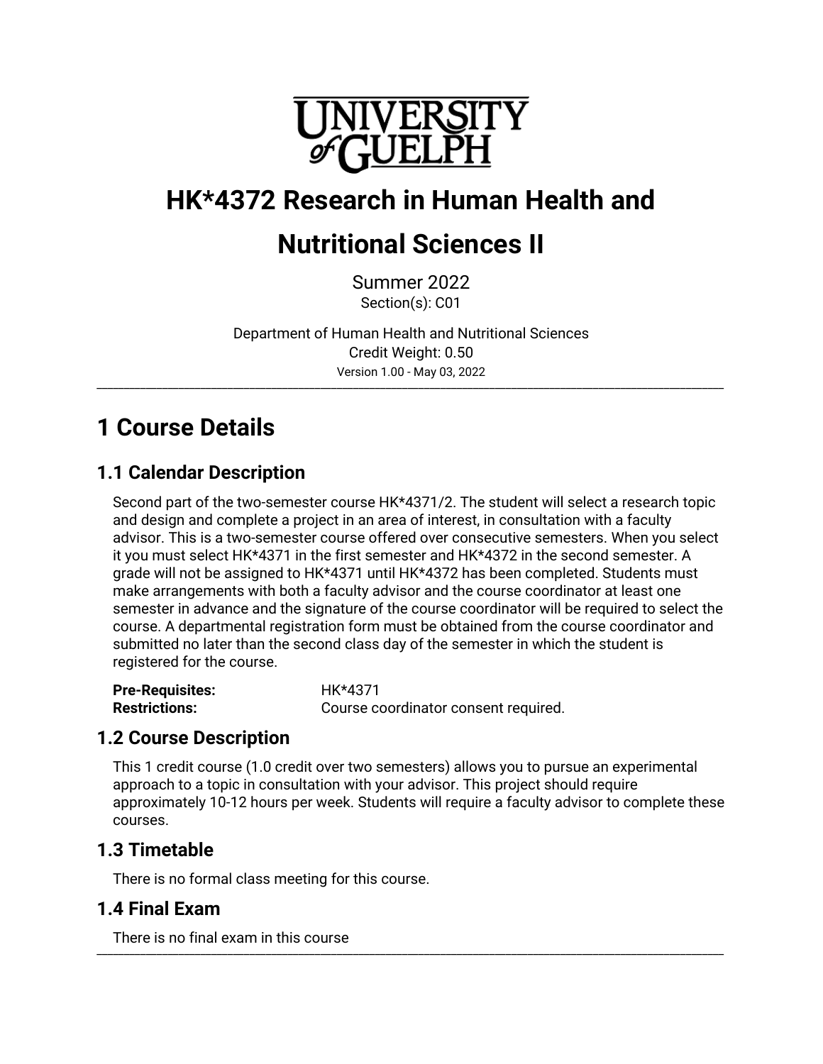# HK*4372 Research in Human Health and Nutritional Sciences II

Summer 2022
Section(s): C01

Department of Human Health and Nutritional Sciences
Credit Weight: 0.50
Version 1.00 - May 03, 2022

---

## 1 Course Details

### 1.1 Calendar Description

Second part of the two-semester course HK*4371/2. The student will select a research topic and design and complete a project in an area of interest, in consultation with a faculty advisor. This is a two-semester course offered over consecutive semesters. When you select it you must select HK*4371 in the first semester and HK*4372 in the second semester. A grade will not be assigned to HK*4371 until HK*4372 has been completed. Students must make arrangements with both a faculty advisor and the course coordinator at least one semester in advance and the signature of the course coordinator will be required to select the course. A departmental registration form must be obtained from the course coordinator and submitted no later than the second class day of the semester in which the student is registered for the course.

**Pre-Requisites:** HK*4371
**Restrictions:** Course coordinator consent required.

### 1.2 Course Description

This 1 credit course (1.0 credit over two semesters) allows you to pursue an experimental approach to a topic in consultation with your advisor. This project should require approximately 10-12 hours per week. Students will require a faculty advisor to complete these courses.

### 1.3 Timetable

There is no formal class meeting for this course.

### 1.4 Final Exam

There is no final exam in this course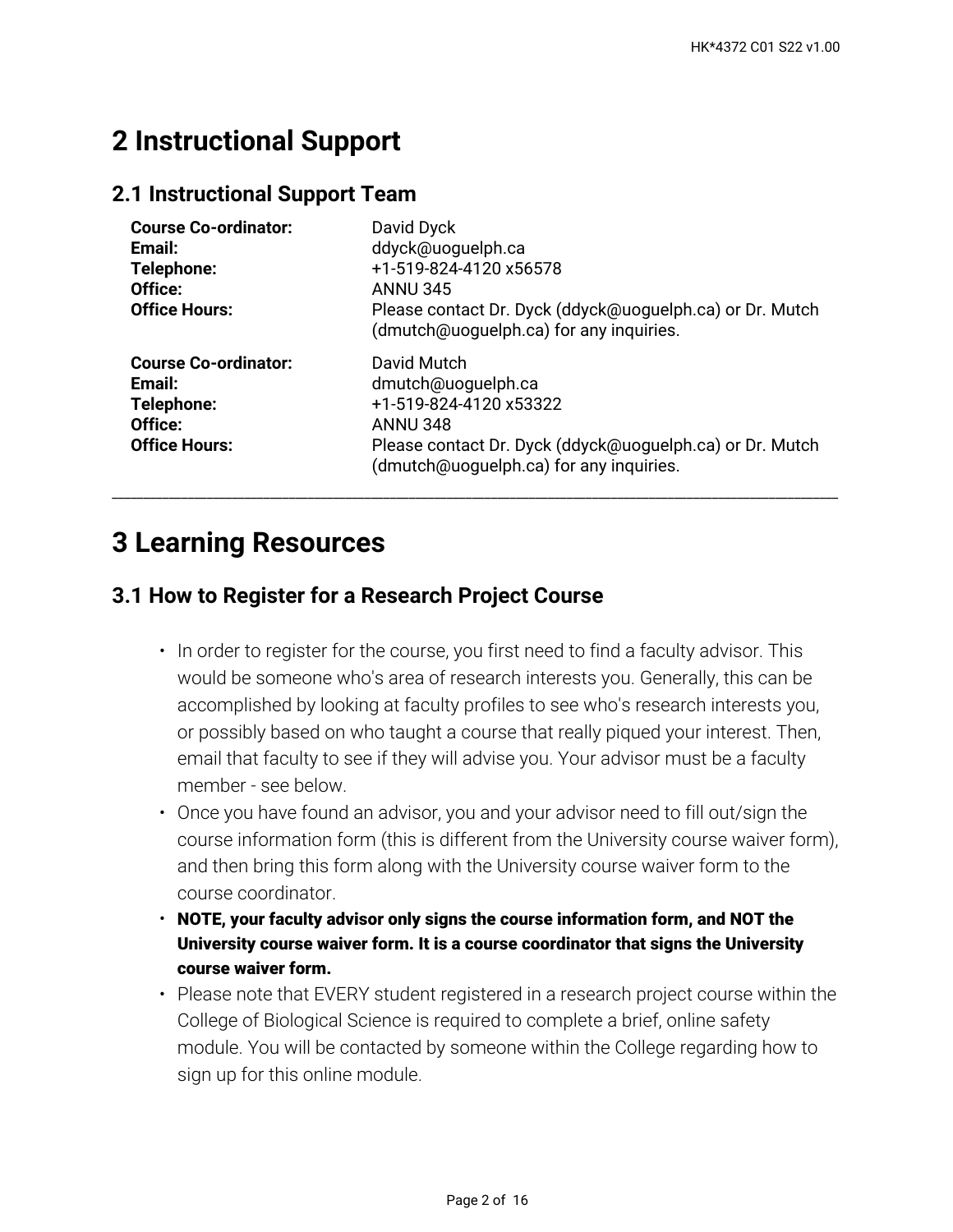# 2 Instructional Support

## 2.1 Instructional Support Team

**Course Co-ordinator:** David Dyck
**Email:** ddyck@uoguelph.ca
**Telephone:** +1-519-824-4120 x56578
**Office:** ANNU 345
**Office Hours:** Please contact Dr. Dyck (ddyck@uoguelph.ca) or Dr. Mutch (dmutch@uoguelph.ca) for any inquiries.

**Course Co-ordinator:** David Mutch
**Email:** dmutch@uoguelph.ca
**Telephone:** +1-519-824-4120 x53322
**Office:** ANNU 348
**Office Hours:** Please contact Dr. Dyck (ddyck@uoguelph.ca) or Dr. Mutch (dmutch@uoguelph.ca) for any inquiries.

---

# 3 Learning Resources

## 3.1 How to Register for a Research Project Course

- In order to register for the course, you first need to find a faculty advisor. This would be someone who's area of research interests you. Generally, this can be accomplished by looking at faculty profiles to see who's research interests you, or possibly based on who taught a course that really piqued your interest. Then, email that faculty to see if they will advise you. Your advisor must be a faculty member - see below.
- Once you have found an advisor, you and your advisor need to fill out/sign the course information form (this is different from the University course waiver form), and then bring this form along with the University course waiver form to the course coordinator.
- **NOTE, your faculty advisor only signs the course information form, and NOT the University course waiver form. It is a course coordinator that signs the University course waiver form.**
- Please note that EVERY student registered in a research project course within the College of Biological Science is required to complete a brief, online safety module. You will be contacted by someone within the College regarding how to sign up for this online module.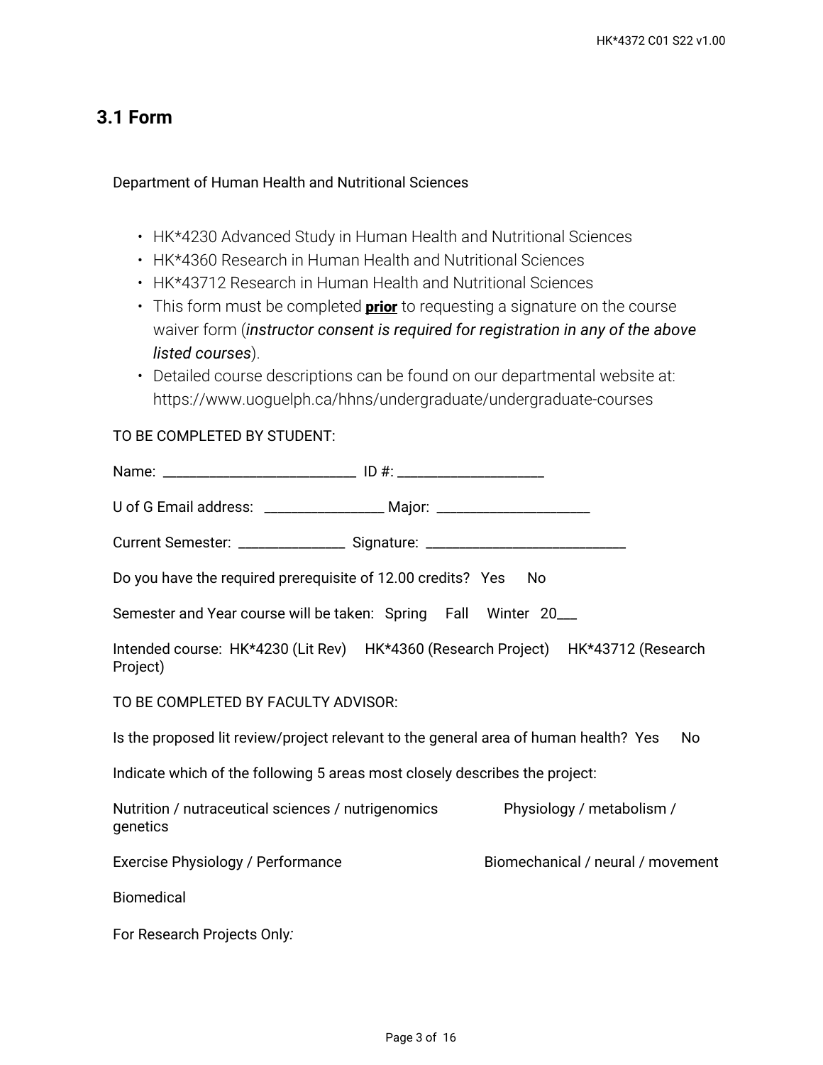## 3.1 Form

Department of Human Health and Nutritional Sciences

- HK*4230 Advanced Study in Human Health and Nutritional Sciences
- HK*4360 Research in Human Health and Nutritional Sciences
- HK*43712 Research in Human Health and Nutritional Sciences
- This form must be completed **prior** to requesting a signature on the course waiver form (*instructor consent is required for registration in any of the above listed courses*).
- Detailed course descriptions can be found on our departmental website at: https://www.uoguelph.ca/hhns/undergraduate/undergraduate-courses

TO BE COMPLETED BY STUDENT:

Name: ___________________________ ID #: ____________________

U of G Email address: _________________ Major: _____________________

Current Semester: _______________ Signature: ____________________________

Do you have the required prerequisite of 12.00 credits? Yes No

Semester and Year course will be taken: Spring Fall Winter 20___

Intended course: HK*4230 (Lit Rev) HK*4360 (Research Project) HK*43712 (Research Project)

TO BE COMPLETED BY FACULTY ADVISOR:

Is the proposed lit review/project relevant to the general area of human health? Yes No

Indicate which of the following 5 areas most closely describes the project:

Nutrition / nutraceutical sciences / nutrigenomics

Physiology / metabolism / genetics

Exercise Physiology / Performance

Biomechanical / neural / movement

Biomedical

For Research Projects Only: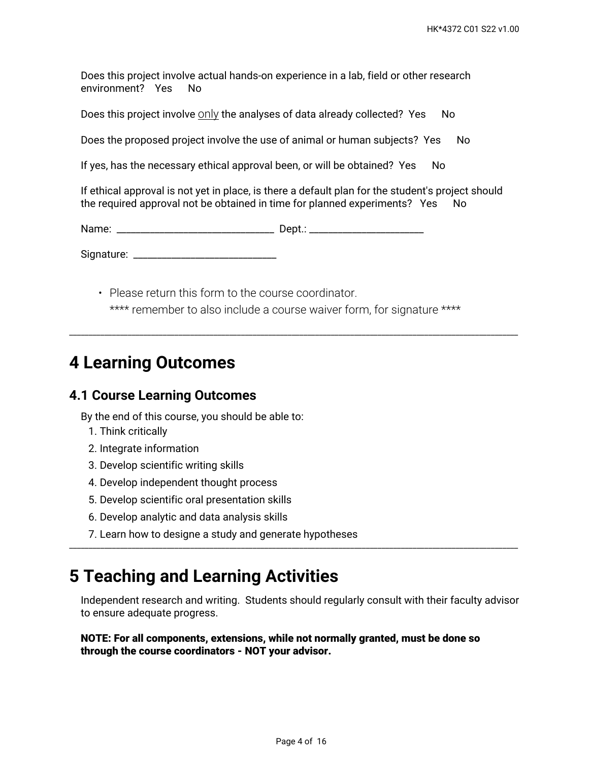Does this project involve actual hands-on experience in a lab, field or other research environment? Yes No

Does this project involve <u>only</u> the analyses of data already collected? Yes No

Does the proposed project involve the use of animal or human subjects? Yes No

If yes, has the necessary ethical approval been, or will be obtained? Yes No

If ethical approval is not yet in place, is there a default plan for the student's project should the required approval not be obtained in time for planned experiments? Yes No

Name: ______________________________ Dept.: ______________________

Signature: ____________________________

- Please return this form to the course coordinator.
  **** remember to also include a course waiver form, for signature ****

---

# 4 Learning Outcomes

## 4.1 Course Learning Outcomes

By the end of this course, you should be able to:

1. Think critically
2. Integrate information
3. Develop scientific writing skills
4. Develop independent thought process
5. Develop scientific oral presentation skills
6. Develop analytic and data analysis skills
7. Learn how to designe a study and generate hypotheses

---

# 5 Teaching and Learning Activities

Independent research and writing. Students should regularly consult with their faculty advisor to ensure adequate progress.

**NOTE: For all components, extensions, while not normally granted, must be done so through the course coordinators - NOT your advisor.**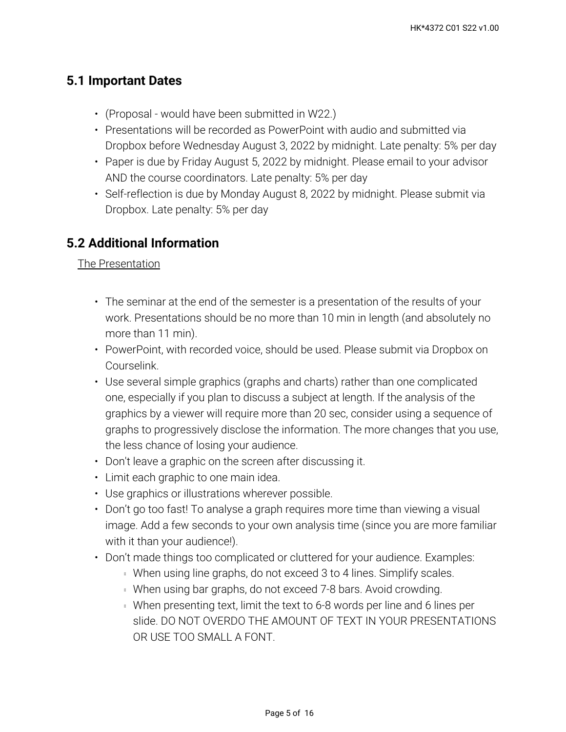## 5.1 Important Dates

- (Proposal - would have been submitted in W22.)
- Presentations will be recorded as PowerPoint with audio and submitted via Dropbox before Wednesday August 3, 2022 by midnight. Late penalty: 5% per day
- Paper is due by Friday August 5, 2022 by midnight. Please email to your advisor AND the course coordinators. Late penalty: 5% per day
- Self-reflection is due by Monday August 8, 2022 by midnight. Please submit via Dropbox. Late penalty: 5% per day

## 5.2 Additional Information

<u>The Presentation</u>

- The seminar at the end of the semester is a presentation of the results of your work. Presentations should be no more than 10 min in length (and absolutely no more than 11 min).
- PowerPoint, with recorded voice, should be used. Please submit via Dropbox on Courselink.
- Use several simple graphics (graphs and charts) rather than one complicated one, especially if you plan to discuss a subject at length. If the analysis of the graphics by a viewer will require more than 20 sec, consider using a sequence of graphs to progressively disclose the information. The more changes that you use, the less chance of losing your audience.
- Don't leave a graphic on the screen after discussing it.
- Limit each graphic to one main idea.
- Use graphics or illustrations wherever possible.
- Don't go too fast! To analyse a graph requires more time than viewing a visual image. Add a few seconds to your own analysis time (since you are more familiar with it than your audience!).
- Don't made things too complicated or cluttered for your audience. Examples:
  - When using line graphs, do not exceed 3 to 4 lines. Simplify scales.
  - When using bar graphs, do not exceed 7-8 bars. Avoid crowding.
  - When presenting text, limit the text to 6-8 words per line and 6 lines per slide. DO NOT OVERDO THE AMOUNT OF TEXT IN YOUR PRESENTATIONS OR USE TOO SMALL A FONT.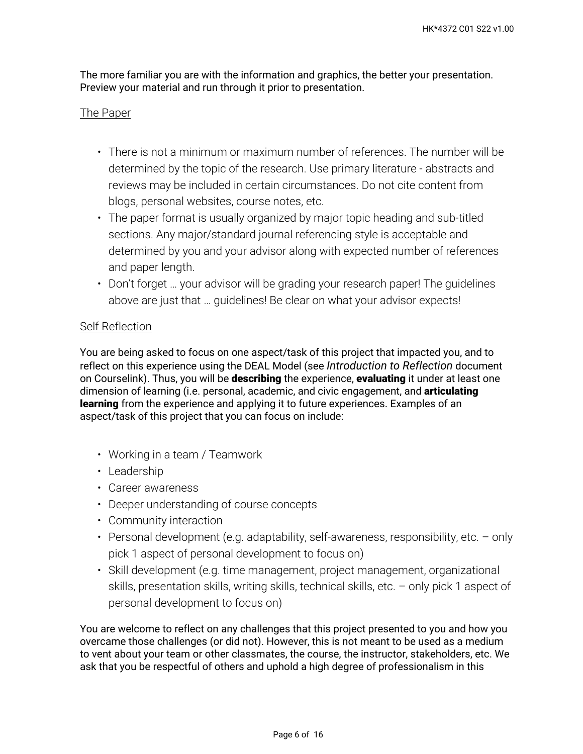The more familiar you are with the information and graphics, the better your presentation. Preview your material and run through it prior to presentation.

<u>The Paper</u>

- There is not a minimum or maximum number of references. The number will be determined by the topic of the research. Use primary literature - abstracts and reviews may be included in certain circumstances. Do not cite content from blogs, personal websites, course notes, etc.
- The paper format is usually organized by major topic heading and sub-titled sections. Any major/standard journal referencing style is acceptable and determined by you and your advisor along with expected number of references and paper length.
- Don't forget … your advisor will be grading your research paper! The guidelines above are just that … guidelines! Be clear on what your advisor expects!

<u>Self Reflection</u>

You are being asked to focus on one aspect/task of this project that impacted you, and to reflect on this experience using the DEAL Model (see *Introduction to Reflection* document on Courselink). Thus, you will be **describing** the experience, **evaluating** it under at least one dimension of learning (i.e. personal, academic, and civic engagement, and **articulating learning** from the experience and applying it to future experiences. Examples of an aspect/task of this project that you can focus on include:

- Working in a team / Teamwork
- Leadership
- Career awareness
- Deeper understanding of course concepts
- Community interaction
- Personal development (e.g. adaptability, self-awareness, responsibility, etc. – only pick 1 aspect of personal development to focus on)
- Skill development (e.g. time management, project management, organizational skills, presentation skills, writing skills, technical skills, etc. – only pick 1 aspect of personal development to focus on)

You are welcome to reflect on any challenges that this project presented to you and how you overcame those challenges (or did not). However, this is not meant to be used as a medium to vent about your team or other classmates, the course, the instructor, stakeholders, etc. We ask that you be respectful of others and uphold a high degree of professionalism in this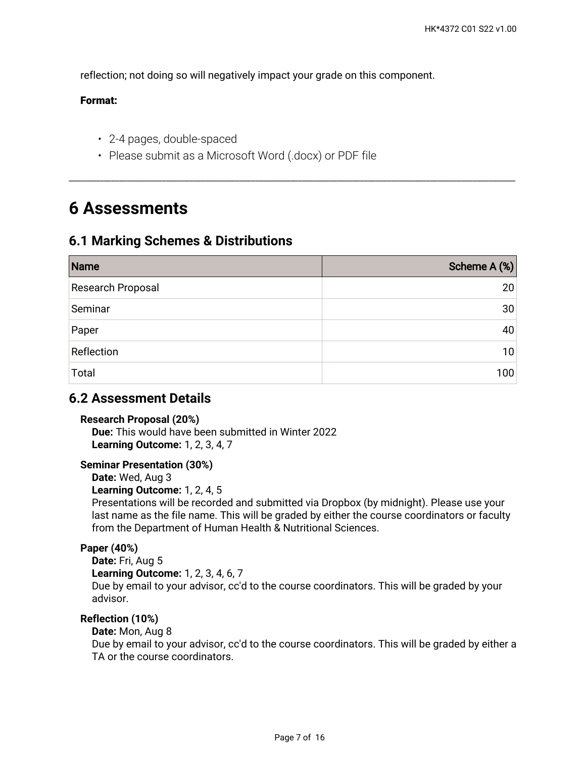reflection; not doing so will negatively impact your grade on this component.

**Format:**

- 2-4 pages, double-spaced
- Please submit as a Microsoft Word (.docx) or PDF file

---

# 6 Assessments

## 6.1 Marking Schemes & Distributions

| Name | Scheme A (%) |
|---|---:|
| Research Proposal | 20 |
| Seminar | 30 |
| Paper | 40 |
| Reflection | 10 |
| Total | 100 |

## 6.2 Assessment Details

**Research Proposal (20%)**
**Due:** This would have been submitted in Winter 2022
**Learning Outcome:** 1, 2, 3, 4, 7

**Seminar Presentation (30%)**
**Date:** Wed, Aug 3
**Learning Outcome:** 1, 2, 4, 5
Presentations will be recorded and submitted via Dropbox (by midnight). Please use your last name as the file name. This will be graded by either the course coordinators or faculty from the Department of Human Health & Nutritional Sciences.

**Paper (40%)**
**Date:** Fri, Aug 5
**Learning Outcome:** 1, 2, 3, 4, 6, 7
Due by email to your advisor, cc'd to the course coordinators. This will be graded by your advisor.

**Reflection (10%)**
**Date:** Mon, Aug 8
Due by email to your advisor, cc'd to the course coordinators. This will be graded by either a TA or the course coordinators.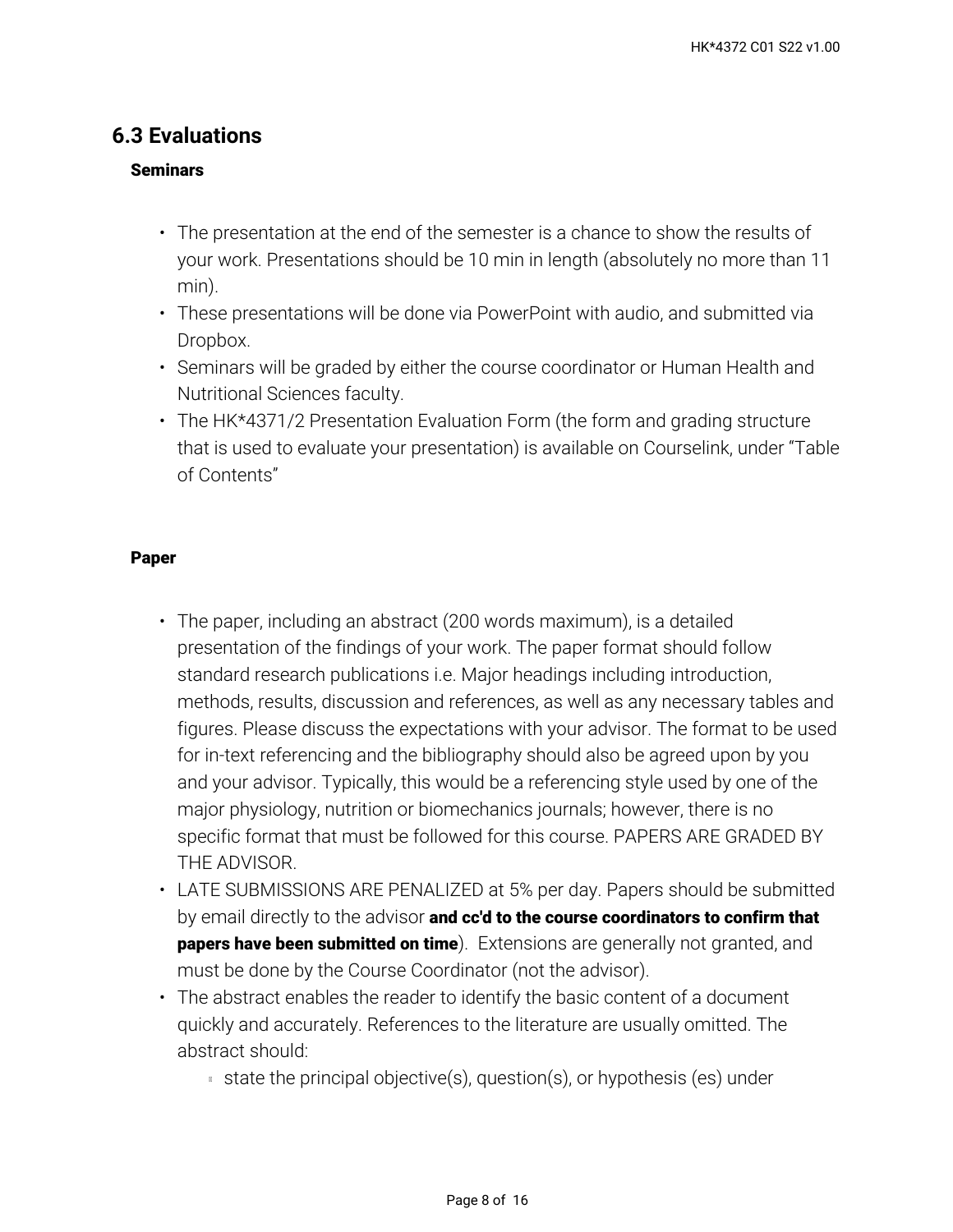## 6.3 Evaluations

### Seminars

- The presentation at the end of the semester is a chance to show the results of your work. Presentations should be 10 min in length (absolutely no more than 11 min).
- These presentations will be done via PowerPoint with audio, and submitted via Dropbox.
- Seminars will be graded by either the course coordinator or Human Health and Nutritional Sciences faculty.
- The HK*4371/2 Presentation Evaluation Form (the form and grading structure that is used to evaluate your presentation) is available on Courselink, under "Table of Contents"

### Paper

- The paper, including an abstract (200 words maximum), is a detailed presentation of the findings of your work. The paper format should follow standard research publications i.e. Major headings including introduction, methods, results, discussion and references, as well as any necessary tables and figures. Please discuss the expectations with your advisor. The format to be used for in-text referencing and the bibliography should also be agreed upon by you and your advisor. Typically, this would be a referencing style used by one of the major physiology, nutrition or biomechanics journals; however, there is no specific format that must be followed for this course. PAPERS ARE GRADED BY THE ADVISOR.
- LATE SUBMISSIONS ARE PENALIZED at 5% per day. Papers should be submitted by email directly to the advisor **and cc'd to the course coordinators to confirm that papers have been submitted on time**). Extensions are generally not granted, and must be done by the Course Coordinator (not the advisor).
- The abstract enables the reader to identify the basic content of a document quickly and accurately. References to the literature are usually omitted. The abstract should:
  - state the principal objective(s), question(s), or hypothesis (es) under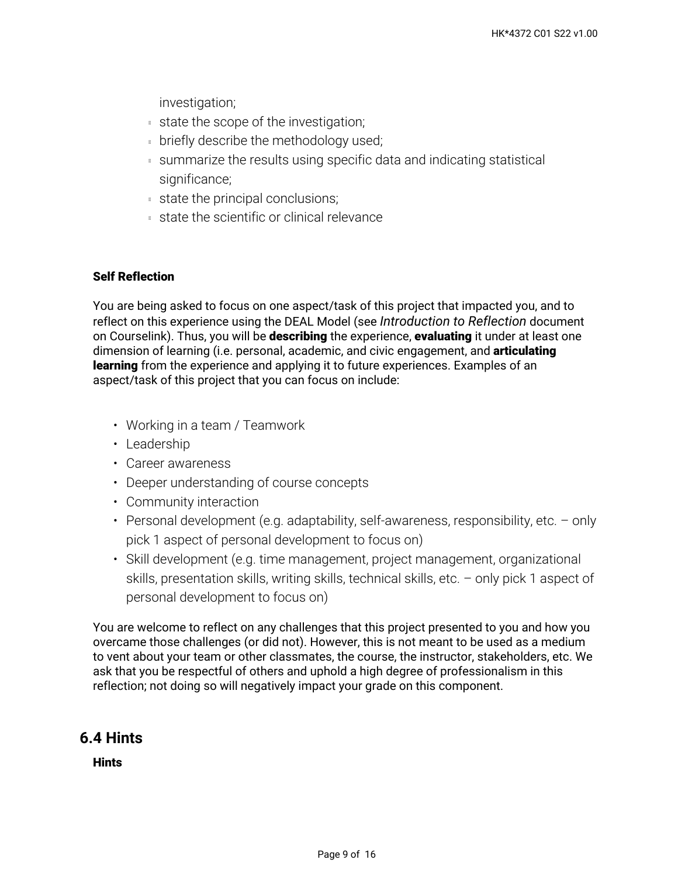investigation;
- state the scope of the investigation;
- briefly describe the methodology used;
- summarize the results using specific data and indicating statistical significance;
- state the principal conclusions;
- state the scientific or clinical relevance

**Self Reflection**

You are being asked to focus on one aspect/task of this project that impacted you, and to reflect on this experience using the DEAL Model (see *Introduction to Reflection* document on Courselink). Thus, you will be **describing** the experience, **evaluating** it under at least one dimension of learning (i.e. personal, academic, and civic engagement, and **articulating learning** from the experience and applying it to future experiences. Examples of an aspect/task of this project that you can focus on include:

- Working in a team / Teamwork
- Leadership
- Career awareness
- Deeper understanding of course concepts
- Community interaction
- Personal development (e.g. adaptability, self-awareness, responsibility, etc. – only pick 1 aspect of personal development to focus on)
- Skill development (e.g. time management, project management, organizational skills, presentation skills, writing skills, technical skills, etc. – only pick 1 aspect of personal development to focus on)

You are welcome to reflect on any challenges that this project presented to you and how you overcame those challenges (or did not). However, this is not meant to be used as a medium to vent about your team or other classmates, the course, the instructor, stakeholders, etc. We ask that you be respectful of others and uphold a high degree of professionalism in this reflection; not doing so will negatively impact your grade on this component.

## 6.4 Hints

**Hints**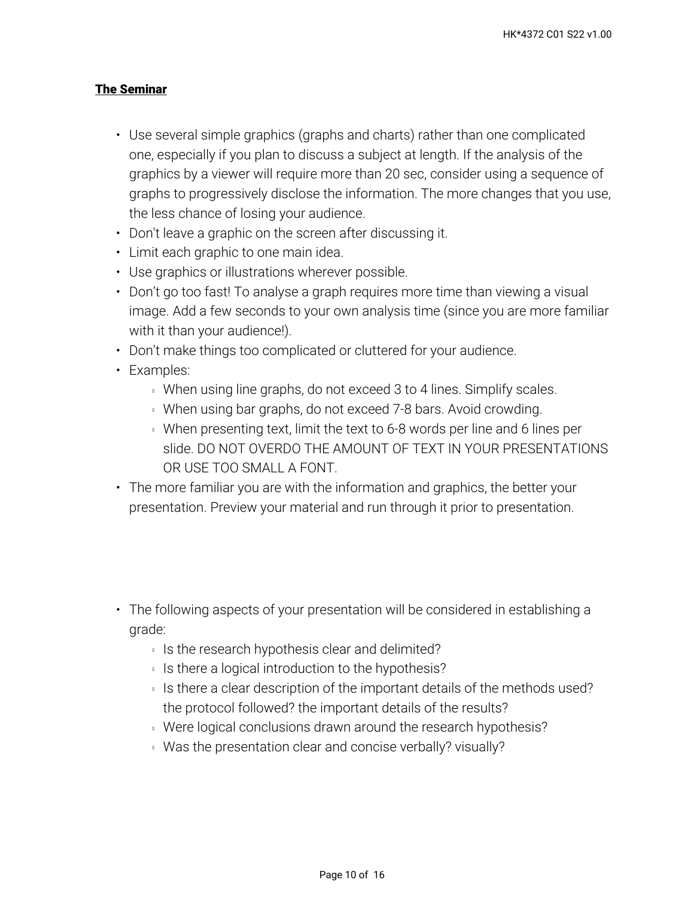**The Seminar**

- Use several simple graphics (graphs and charts) rather than one complicated one, especially if you plan to discuss a subject at length. If the analysis of the graphics by a viewer will require more than 20 sec, consider using a sequence of graphs to progressively disclose the information. The more changes that you use, the less chance of losing your audience.
- Don't leave a graphic on the screen after discussing it.
- Limit each graphic to one main idea.
- Use graphics or illustrations wherever possible.
- Don't go too fast! To analyse a graph requires more time than viewing a visual image. Add a few seconds to your own analysis time (since you are more familiar with it than your audience!).
- Don't make things too complicated or cluttered for your audience.
- Examples:
  - When using line graphs, do not exceed 3 to 4 lines. Simplify scales.
  - When using bar graphs, do not exceed 7-8 bars. Avoid crowding.
  - When presenting text, limit the text to 6-8 words per line and 6 lines per slide. DO NOT OVERDO THE AMOUNT OF TEXT IN YOUR PRESENTATIONS OR USE TOO SMALL A FONT.
- The more familiar you are with the information and graphics, the better your presentation. Preview your material and run through it prior to presentation.

- The following aspects of your presentation will be considered in establishing a grade:
  - Is the research hypothesis clear and delimited?
  - Is there a logical introduction to the hypothesis?
  - Is there a clear description of the important details of the methods used? the protocol followed? the important details of the results?
  - Were logical conclusions drawn around the research hypothesis?
  - Was the presentation clear and concise verbally? visually?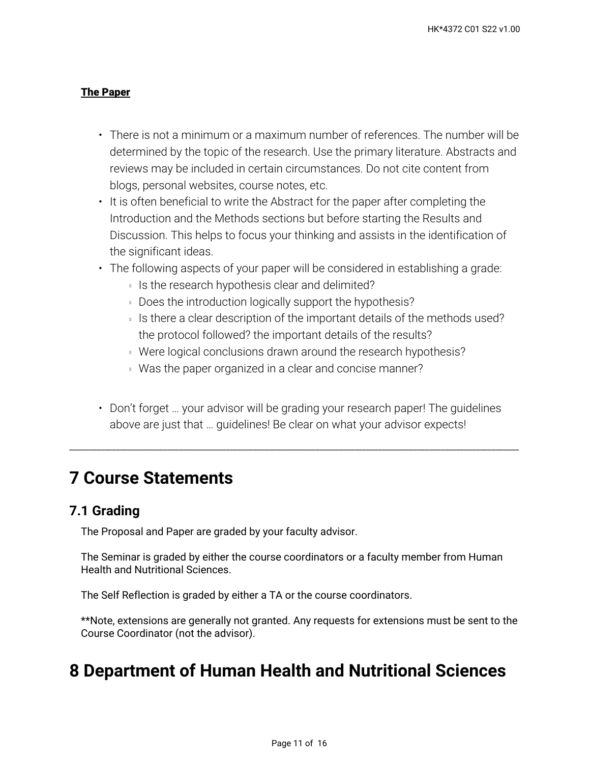**The Paper**

- There is not a minimum or a maximum number of references. The number will be determined by the topic of the research. Use the primary literature. Abstracts and reviews may be included in certain circumstances. Do not cite content from blogs, personal websites, course notes, etc.
- It is often beneficial to write the Abstract for the paper after completing the Introduction and the Methods sections but before starting the Results and Discussion. This helps to focus your thinking and assists in the identification of the significant ideas.
- The following aspects of your paper will be considered in establishing a grade:
  - Is the research hypothesis clear and delimited?
  - Does the introduction logically support the hypothesis?
  - Is there a clear description of the important details of the methods used? the protocol followed? the important details of the results?
  - Were logical conclusions drawn around the research hypothesis?
  - Was the paper organized in a clear and concise manner?

- Don't forget … your advisor will be grading your research paper! The guidelines above are just that … guidelines! Be clear on what your advisor expects!

---

# 7 Course Statements

## 7.1 Grading

The Proposal and Paper are graded by your faculty advisor.

The Seminar is graded by either the course coordinators or a faculty member from Human Health and Nutritional Sciences.

The Self Reflection is graded by either a TA or the course coordinators.

**Note, extensions are generally not granted. Any requests for extensions must be sent to the Course Coordinator (not the advisor).

# 8 Department of Human Health and Nutritional Sciences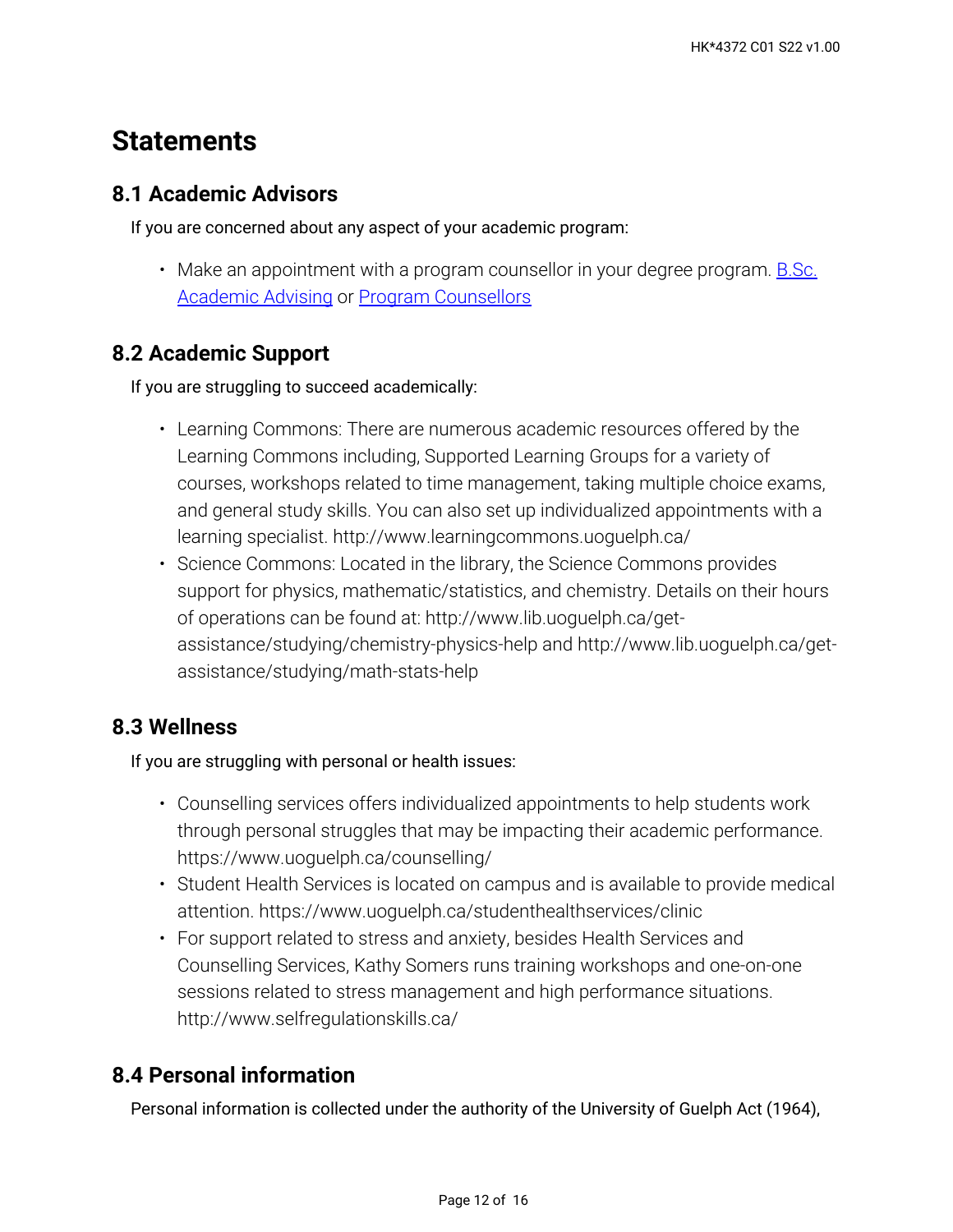# Statements

## 8.1 Academic Advisors

If you are concerned about any aspect of your academic program:

- Make an appointment with a program counsellor in your degree program. B.Sc. Academic Advising or Program Counsellors

## 8.2 Academic Support

If you are struggling to succeed academically:

- Learning Commons: There are numerous academic resources offered by the Learning Commons including, Supported Learning Groups for a variety of courses, workshops related to time management, taking multiple choice exams, and general study skills. You can also set up individualized appointments with a learning specialist. http://www.learningcommons.uoguelph.ca/
- Science Commons: Located in the library, the Science Commons provides support for physics, mathematic/statistics, and chemistry. Details on their hours of operations can be found at: http://www.lib.uoguelph.ca/get-assistance/studying/chemistry-physics-help and http://www.lib.uoguelph.ca/get-assistance/studying/math-stats-help

## 8.3 Wellness

If you are struggling with personal or health issues:

- Counselling services offers individualized appointments to help students work through personal struggles that may be impacting their academic performance. https://www.uoguelph.ca/counselling/
- Student Health Services is located on campus and is available to provide medical attention. https://www.uoguelph.ca/studenthealthservices/clinic
- For support related to stress and anxiety, besides Health Services and Counselling Services, Kathy Somers runs training workshops and one-on-one sessions related to stress management and high performance situations. http://www.selfregulationskills.ca/

## 8.4 Personal information

Personal information is collected under the authority of the University of Guelph Act (1964),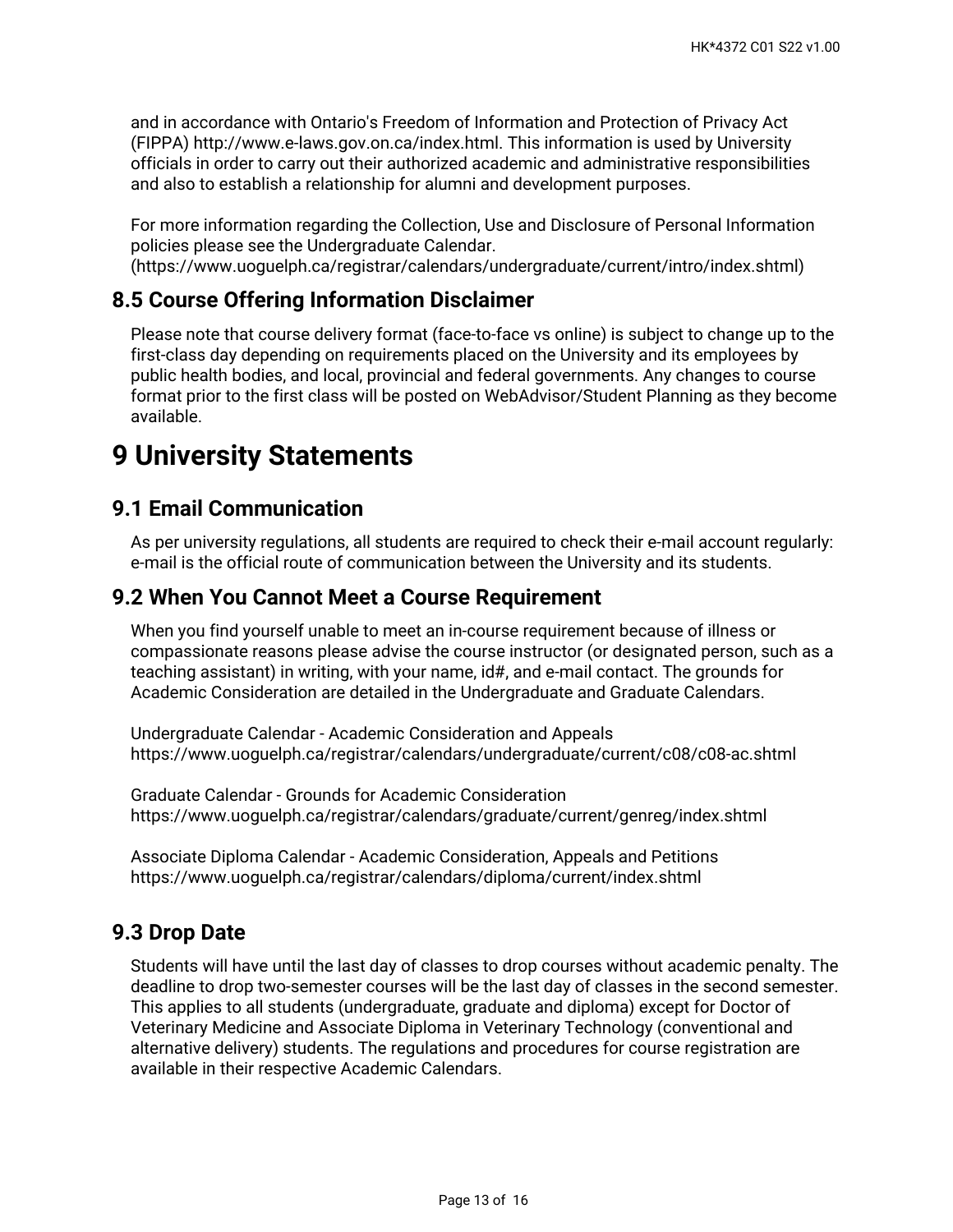and in accordance with Ontario's Freedom of Information and Protection of Privacy Act (FIPPA) http://www.e-laws.gov.on.ca/index.html. This information is used by University officials in order to carry out their authorized academic and administrative responsibilities and also to establish a relationship for alumni and development purposes.

For more information regarding the Collection, Use and Disclosure of Personal Information policies please see the Undergraduate Calendar. (https://www.uoguelph.ca/registrar/calendars/undergraduate/current/intro/index.shtml)

## 8.5 Course Offering Information Disclaimer

Please note that course delivery format (face-to-face vs online) is subject to change up to the first-class day depending on requirements placed on the University and its employees by public health bodies, and local, provincial and federal governments. Any changes to course format prior to the first class will be posted on WebAdvisor/Student Planning as they become available.

# 9 University Statements

## 9.1 Email Communication

As per university regulations, all students are required to check their e-mail account regularly: e-mail is the official route of communication between the University and its students.

## 9.2 When You Cannot Meet a Course Requirement

When you find yourself unable to meet an in-course requirement because of illness or compassionate reasons please advise the course instructor (or designated person, such as a teaching assistant) in writing, with your name, id#, and e-mail contact. The grounds for Academic Consideration are detailed in the Undergraduate and Graduate Calendars.

Undergraduate Calendar - Academic Consideration and Appeals
https://www.uoguelph.ca/registrar/calendars/undergraduate/current/c08/c08-ac.shtml

Graduate Calendar - Grounds for Academic Consideration
https://www.uoguelph.ca/registrar/calendars/graduate/current/genreg/index.shtml

Associate Diploma Calendar - Academic Consideration, Appeals and Petitions
https://www.uoguelph.ca/registrar/calendars/diploma/current/index.shtml

## 9.3 Drop Date

Students will have until the last day of classes to drop courses without academic penalty. The deadline to drop two-semester courses will be the last day of classes in the second semester. This applies to all students (undergraduate, graduate and diploma) except for Doctor of Veterinary Medicine and Associate Diploma in Veterinary Technology (conventional and alternative delivery) students. The regulations and procedures for course registration are available in their respective Academic Calendars.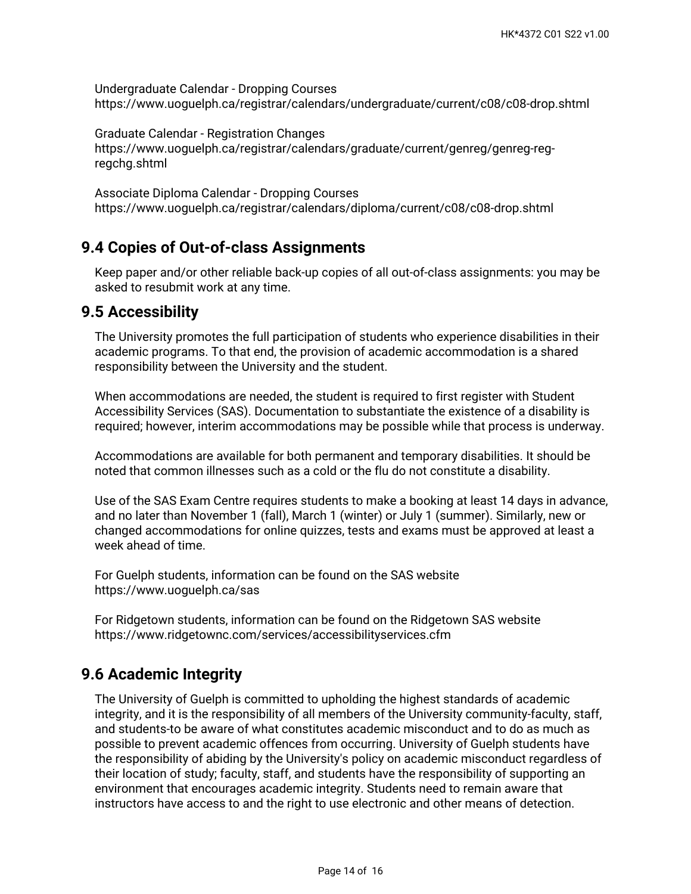Undergraduate Calendar - Dropping Courses
https://www.uoguelph.ca/registrar/calendars/undergraduate/current/c08/c08-drop.shtml

Graduate Calendar - Registration Changes
https://www.uoguelph.ca/registrar/calendars/graduate/current/genreg/genreg-reg-regchg.shtml

Associate Diploma Calendar - Dropping Courses
https://www.uoguelph.ca/registrar/calendars/diploma/current/c08/c08-drop.shtml

## 9.4 Copies of Out-of-class Assignments

Keep paper and/or other reliable back-up copies of all out-of-class assignments: you may be asked to resubmit work at any time.

## 9.5 Accessibility

The University promotes the full participation of students who experience disabilities in their academic programs. To that end, the provision of academic accommodation is a shared responsibility between the University and the student.

When accommodations are needed, the student is required to first register with Student Accessibility Services (SAS). Documentation to substantiate the existence of a disability is required; however, interim accommodations may be possible while that process is underway.

Accommodations are available for both permanent and temporary disabilities. It should be noted that common illnesses such as a cold or the flu do not constitute a disability.

Use of the SAS Exam Centre requires students to make a booking at least 14 days in advance, and no later than November 1 (fall), March 1 (winter) or July 1 (summer). Similarly, new or changed accommodations for online quizzes, tests and exams must be approved at least a week ahead of time.

For Guelph students, information can be found on the SAS website
https://www.uoguelph.ca/sas

For Ridgetown students, information can be found on the Ridgetown SAS website
https://www.ridgetownc.com/services/accessibilityservices.cfm

## 9.6 Academic Integrity

The University of Guelph is committed to upholding the highest standards of academic integrity, and it is the responsibility of all members of the University community-faculty, staff, and students-to be aware of what constitutes academic misconduct and to do as much as possible to prevent academic offences from occurring. University of Guelph students have the responsibility of abiding by the University's policy on academic misconduct regardless of their location of study; faculty, staff, and students have the responsibility of supporting an environment that encourages academic integrity. Students need to remain aware that instructors have access to and the right to use electronic and other means of detection.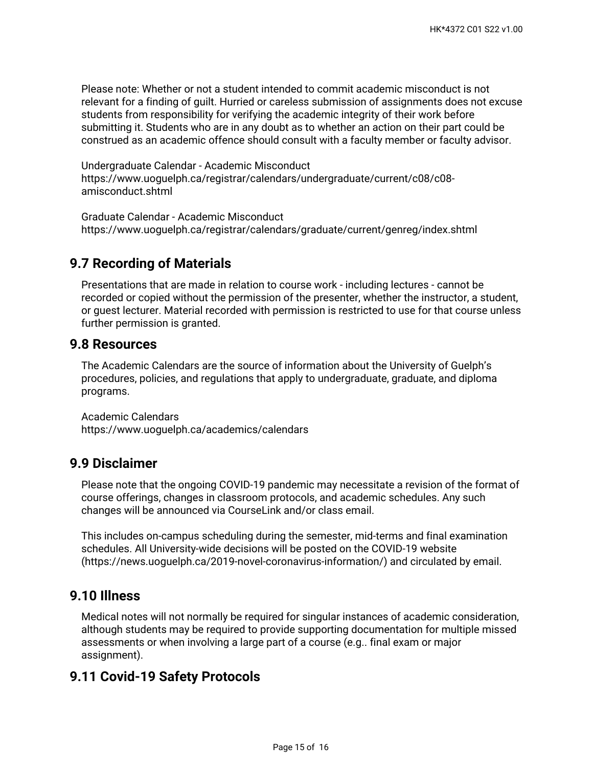Please note: Whether or not a student intended to commit academic misconduct is not relevant for a finding of guilt. Hurried or careless submission of assignments does not excuse students from responsibility for verifying the academic integrity of their work before submitting it. Students who are in any doubt as to whether an action on their part could be construed as an academic offence should consult with a faculty member or faculty advisor.

Undergraduate Calendar - Academic Misconduct
https://www.uoguelph.ca/registrar/calendars/undergraduate/current/c08/c08-amisconduct.shtml

Graduate Calendar - Academic Misconduct
https://www.uoguelph.ca/registrar/calendars/graduate/current/genreg/index.shtml

## 9.7 Recording of Materials

Presentations that are made in relation to course work - including lectures - cannot be recorded or copied without the permission of the presenter, whether the instructor, a student, or guest lecturer. Material recorded with permission is restricted to use for that course unless further permission is granted.

## 9.8 Resources

The Academic Calendars are the source of information about the University of Guelph's procedures, policies, and regulations that apply to undergraduate, graduate, and diploma programs.

Academic Calendars
https://www.uoguelph.ca/academics/calendars

## 9.9 Disclaimer

Please note that the ongoing COVID-19 pandemic may necessitate a revision of the format of course offerings, changes in classroom protocols, and academic schedules. Any such changes will be announced via CourseLink and/or class email.

This includes on-campus scheduling during the semester, mid-terms and final examination schedules. All University-wide decisions will be posted on the COVID-19 website (https://news.uoguelph.ca/2019-novel-coronavirus-information/) and circulated by email.

## 9.10 Illness

Medical notes will not normally be required for singular instances of academic consideration, although students may be required to provide supporting documentation for multiple missed assessments or when involving a large part of a course (e.g.. final exam or major assignment).

## 9.11 Covid-19 Safety Protocols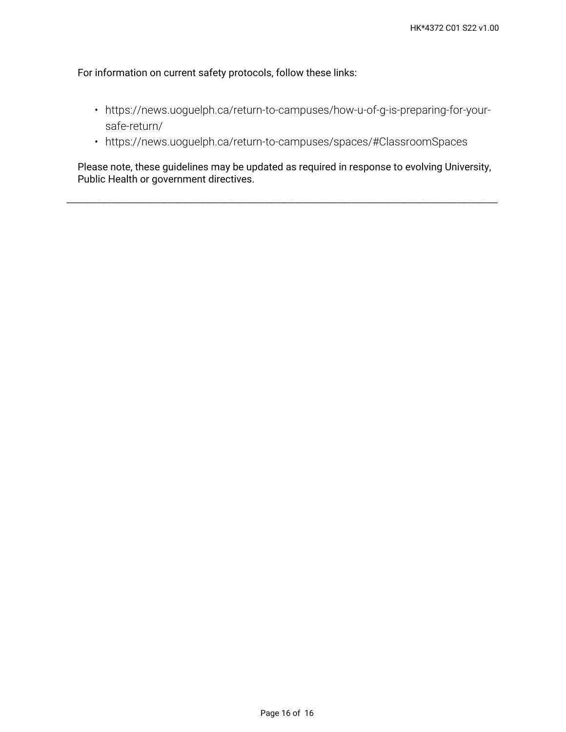For information on current safety protocols, follow these links:

- https://news.uoguelph.ca/return-to-campuses/how-u-of-g-is-preparing-for-your-safe-return/
- https://news.uoguelph.ca/return-to-campuses/spaces/#ClassroomSpaces

Please note, these guidelines may be updated as required in response to evolving University, Public Health or government directives.

---